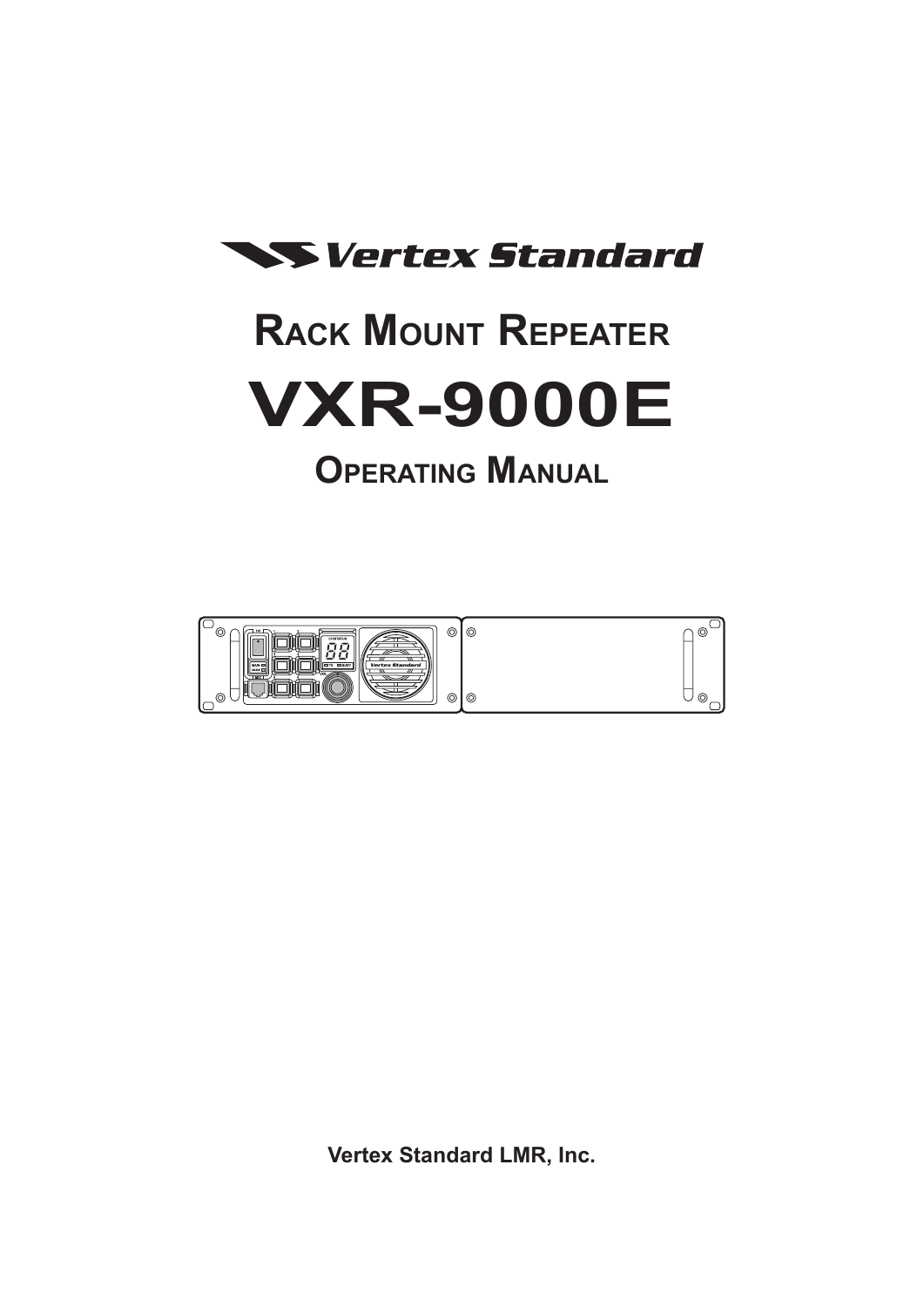Vertex Standard

# Rack Mount Repeater

# VXR-9000E

## Operating Manual

**Vertex Standard LMR, Inc.**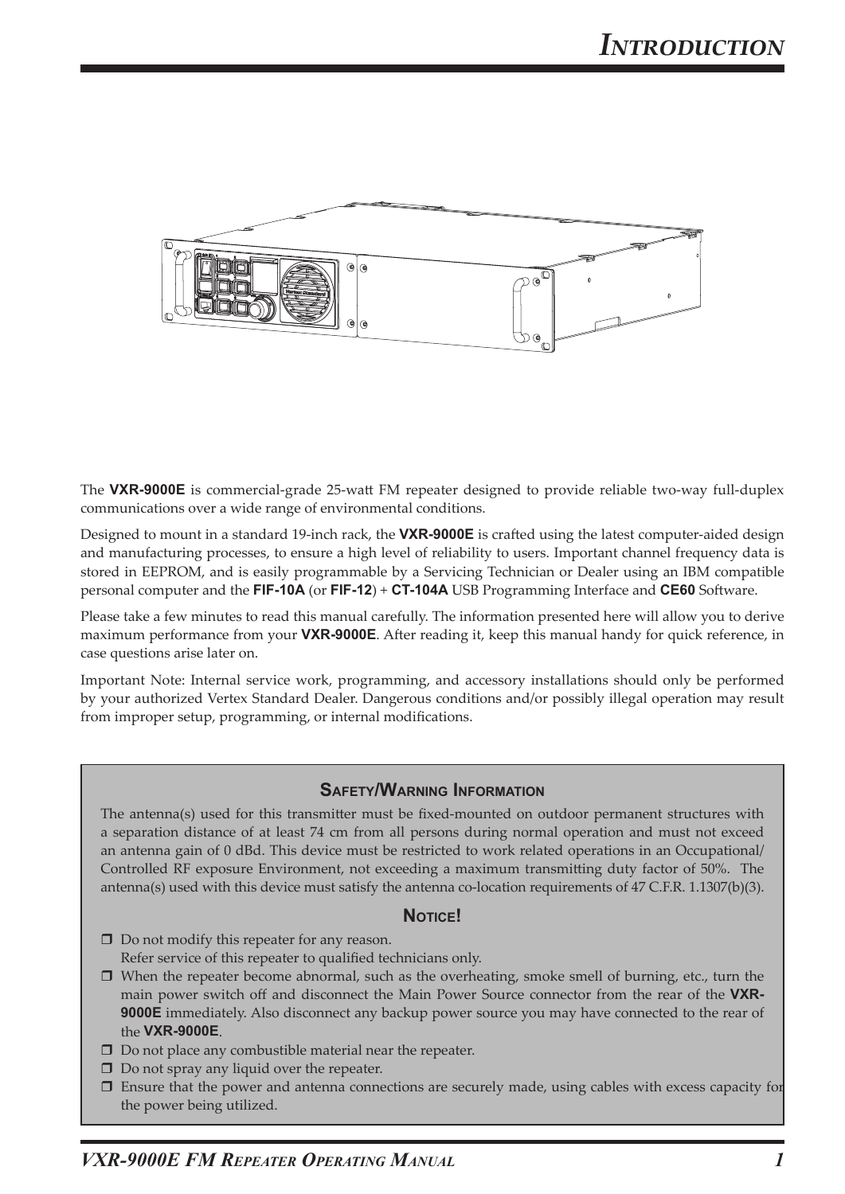# Introduction

The **VXR-9000E** is commercial-grade 25-watt FM repeater designed to provide reliable two-way full-duplex communications over a wide range of environmental conditions.

Designed to mount in a standard 19-inch rack, the **VXR-9000E** is crafted using the latest computer-aided design and manufacturing processes, to ensure a high level of reliability to users. Important channel frequency data is stored in EEPROM, and is easily programmable by a Servicing Technician or Dealer using an IBM compatible personal computer and the **FIF-10A** (or **FIF-12**) + **CT-104A** USB Programming Interface and **CE60** Software.

Please take a few minutes to read this manual carefully. The information presented here will allow you to derive maximum performance from your **VXR-9000E**. After reading it, keep this manual handy for quick reference, in case questions arise later on.

Important Note: Internal service work, programming, and accessory installations should only be performed by your authorized Vertex Standard Dealer. Dangerous conditions and/or possibly illegal operation may result from improper setup, programming, or internal modifications.

## Safety/Warning Information

The antenna(s) used for this transmitter must be fixed-mounted on outdoor permanent structures with a separation distance of at least 74 cm from all persons during normal operation and must not exceed an antenna gain of 0 dBd. This device must be restricted to work related operations in an Occupational/Controlled RF exposure Environment, not exceeding a maximum transmitting duty factor of 50%. The antenna(s) used with this device must satisfy the antenna co-location requirements of 47 C.F.R. 1.1307(b)(3).

## Notice!

- Do not modify this repeater for any reason.
  Refer service of this repeater to qualified technicians only.
- When the repeater become abnormal, such as the overheating, smoke smell of burning, etc., turn the main power switch off and disconnect the Main Power Source connector from the rear of the **VXR-9000E** immediately. Also disconnect any backup power source you may have connected to the rear of the **VXR-9000E**.
- Do not place any combustible material near the repeater.
- Do not spray any liquid over the repeater.
- Ensure that the power and antenna connections are securely made, using cables with excess capacity for the power being utilized.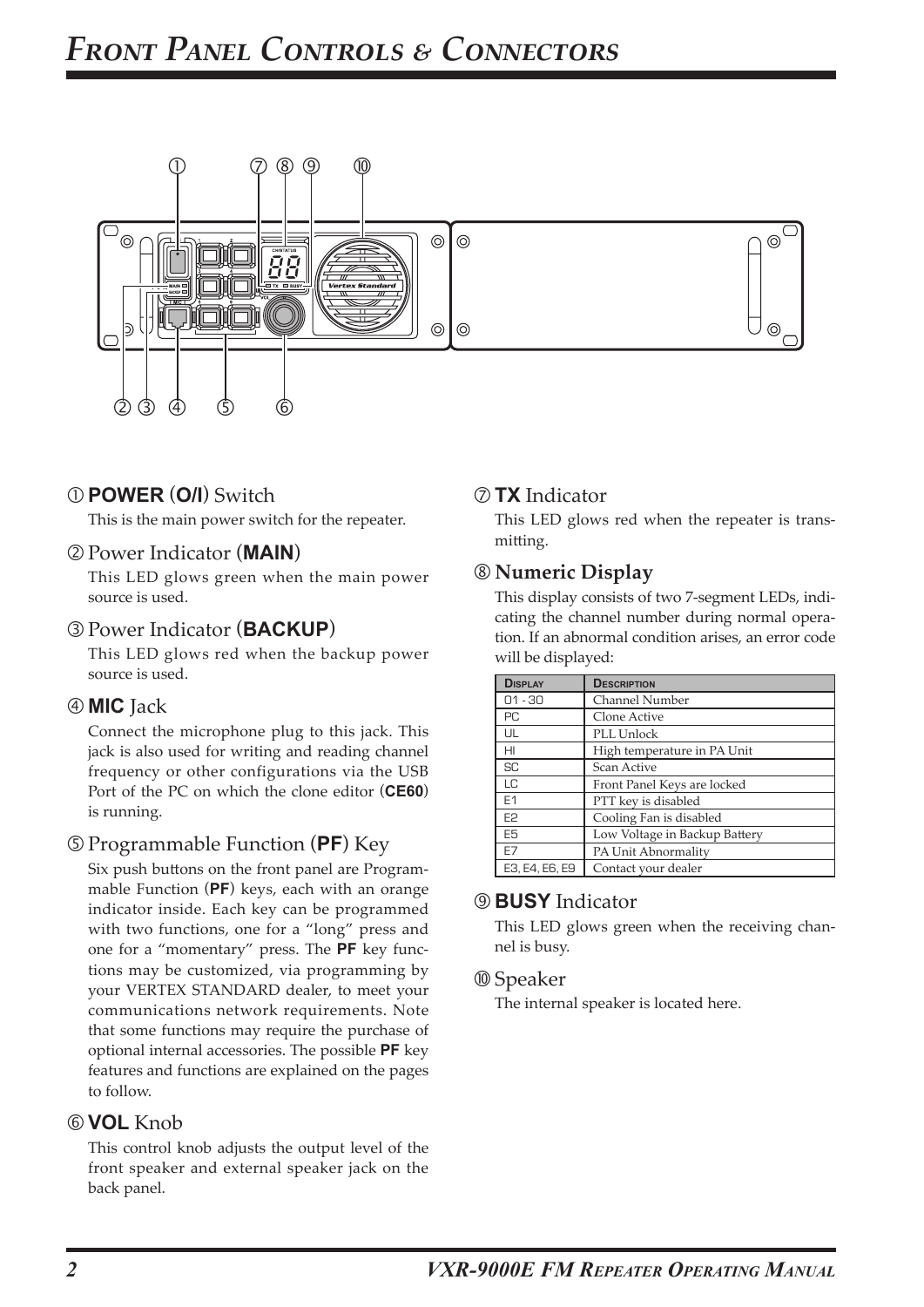# Front Panel Controls & Connectors

① **POWER** (**O/I**) Switch

This is the main power switch for the repeater.

② Power Indicator (**MAIN**)

This LED glows green when the main power source is used.

③ Power Indicator (**BACKUP**)

This LED glows red when the backup power source is used.

④ **MIC** Jack

Connect the microphone plug to this jack. This jack is also used for writing and reading channel frequency or other configurations via the USB Port of the PC on which the clone editor (**CE60**) is running.

⑤ Programmable Function (**PF**) Key

Six push buttons on the front panel are Programmable Function (**PF**) keys, each with an orange indicator inside. Each key can be programmed with two functions, one for a "long" press and one for a "momentary" press. The **PF** key functions may be customized, via programming by your VERTEX STANDARD dealer, to meet your communications network requirements. Note that some functions may require the purchase of optional internal accessories. The possible **PF** key features and functions are explained on the pages to follow.

⑥ **VOL** Knob

This control knob adjusts the output level of the front speaker and external speaker jack on the back panel.

⑦ **TX** Indicator

This LED glows red when the repeater is transmitting.

⑧ **Numeric Display**

This display consists of two 7-segment LEDs, indicating the channel number during normal operation. If an abnormal condition arises, an error code will be displayed:

| Display | Description |
|---|---|
| 01 - 30 | Channel Number |
| PC | Clone Active |
| UL | PLL Unlock |
| HI | High temperature in PA Unit |
| SC | Scan Active |
| LC | Front Panel Keys are locked |
| E1 | PTT key is disabled |
| E2 | Cooling Fan is disabled |
| E5 | Low Voltage in Backup Battery |
| E7 | PA Unit Abnormality |
| E3, E4, E6, E9 | Contact your dealer |

⑨ **BUSY** Indicator

This LED glows green when the receiving channel is busy.

⑩ Speaker

The internal speaker is located here.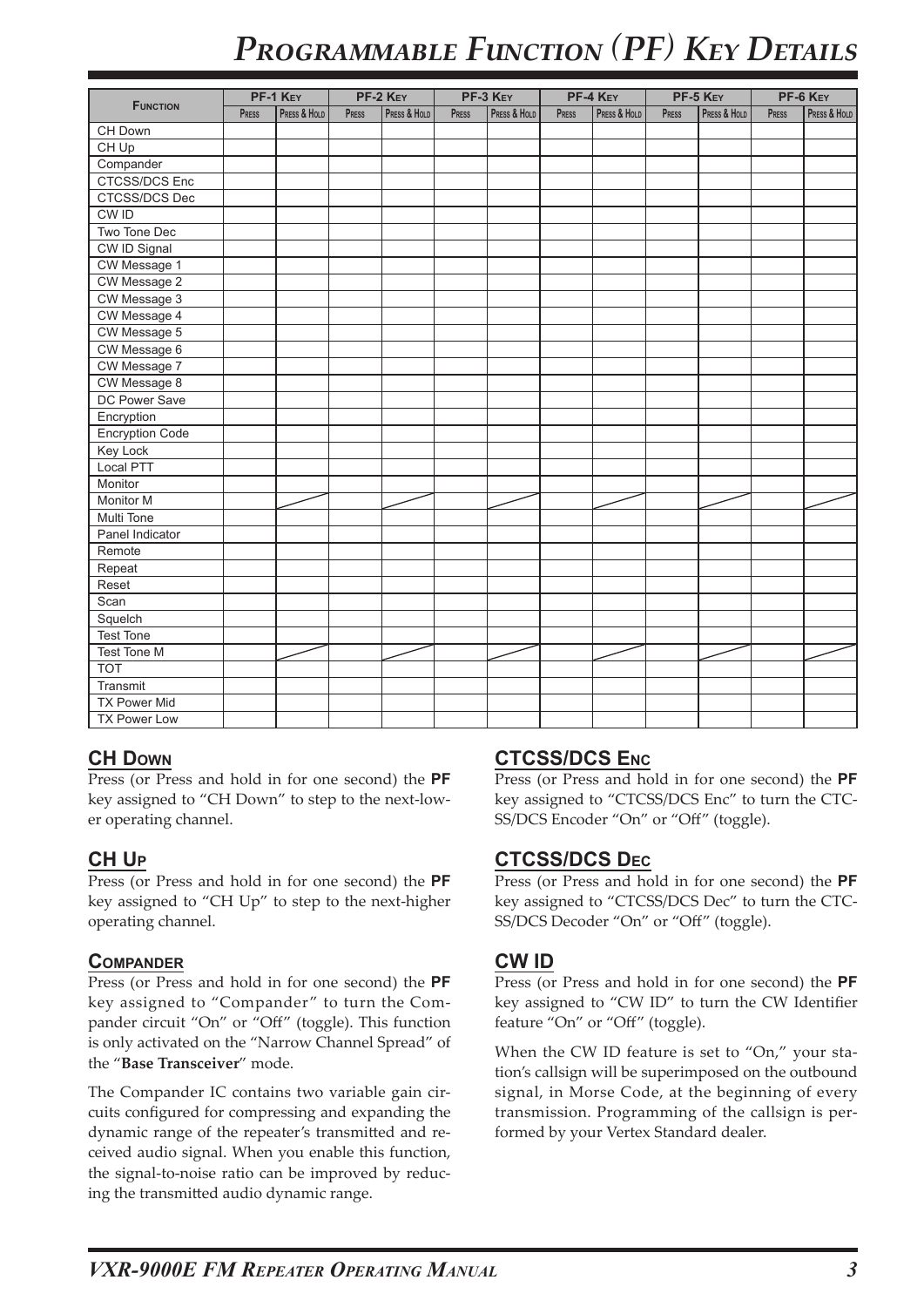# Programmable Function (PF) Key Details

| Function | PF-1 Key | | PF-2 Key | | PF-3 Key | | PF-4 Key | | PF-5 Key | | PF-6 Key | |
|---|---|---|---|---|---|---|---|---|---|---|---|---|
| | Press | Press & Hold | Press | Press & Hold | Press | Press & Hold | Press | Press & Hold | Press | Press & Hold | Press | Press & Hold |
| CH Down | | | | | | | | | | | | |
| CH Up | | | | | | | | | | | | |
| Compander | | | | | | | | | | | | |
| CTCSS/DCS Enc | | | | | | | | | | | | |
| CTCSS/DCS Dec | | | | | | | | | | | | |
| CW ID | | | | | | | | | | | | |
| Two Tone Dec | | | | | | | | | | | | |
| CW ID Signal | | | | | | | | | | | | |
| CW Message 1 | | | | | | | | | | | | |
| CW Message 2 | | | | | | | | | | | | |
| CW Message 3 | | | | | | | | | | | | |
| CW Message 4 | | | | | | | | | | | | |
| CW Message 5 | | | | | | | | | | | | |
| CW Message 6 | | | | | | | | | | | | |
| CW Message 7 | | | | | | | | | | | | |
| CW Message 8 | | | | | | | | | | | | |
| DC Power Save | | | | | | | | | | | | |
| Encryption | | | | | | | | | | | | |
| Encryption Code | | | | | | | | | | | | |
| Key Lock | | | | | | | | | | | | |
| Local PTT | | | | | | | | | | | | |
| Monitor | | | | | | | | | | | | |
| Monitor M | | / | | / | | / | | / | | / | | / |
| Multi Tone | | | | | | | | | | | | |
| Panel Indicator | | | | | | | | | | | | |
| Remote | | | | | | | | | | | | |
| Repeat | | | | | | | | | | | | |
| Reset | | | | | | | | | | | | |
| Scan | | | | | | | | | | | | |
| Squelch | | | | | | | | | | | | |
| Test Tone | | | | | | | | | | | | |
| Test Tone M | | / | | / | | / | | / | | / | | / |
| TOT | | | | | | | | | | | | |
| Transmit | | | | | | | | | | | | |
| TX Power Mid | | | | | | | | | | | | |
| TX Power Low | | | | | | | | | | | | |

## CH Down

Press (or Press and hold in for one second) the **PF** key assigned to "CH Down" to step to the next-lower operating channel.

## CH Up

Press (or Press and hold in for one second) the **PF** key assigned to "CH Up" to step to the next-higher operating channel.

## Compander

Press (or Press and hold in for one second) the **PF** key assigned to "Compander" to turn the Compander circuit "On" or "Off" (toggle). This function is only activated on the "Narrow Channel Spread" of the "**Base Transceiver**" mode.

The Compander IC contains two variable gain circuits configured for compressing and expanding the dynamic range of the repeater's transmitted and received audio signal. When you enable this function, the signal-to-noise ratio can be improved by reducing the transmitted audio dynamic range.

## CTCSS/DCS Enc

Press (or Press and hold in for one second) the **PF** key assigned to "CTCSS/DCS Enc" to turn the CTCSS/DCS Encoder "On" or "Off" (toggle).

## CTCSS/DCS Dec

Press (or Press and hold in for one second) the **PF** key assigned to "CTCSS/DCS Dec" to turn the CTCSS/DCS Decoder "On" or "Off" (toggle).

## CW ID

Press (or Press and hold in for one second) the **PF** key assigned to "CW ID" to turn the CW Identifier feature "On" or "Off" (toggle).

When the CW ID feature is set to "On," your station's callsign will be superimposed on the outbound signal, in Morse Code, at the beginning of every transmission. Programming of the callsign is performed by your Vertex Standard dealer.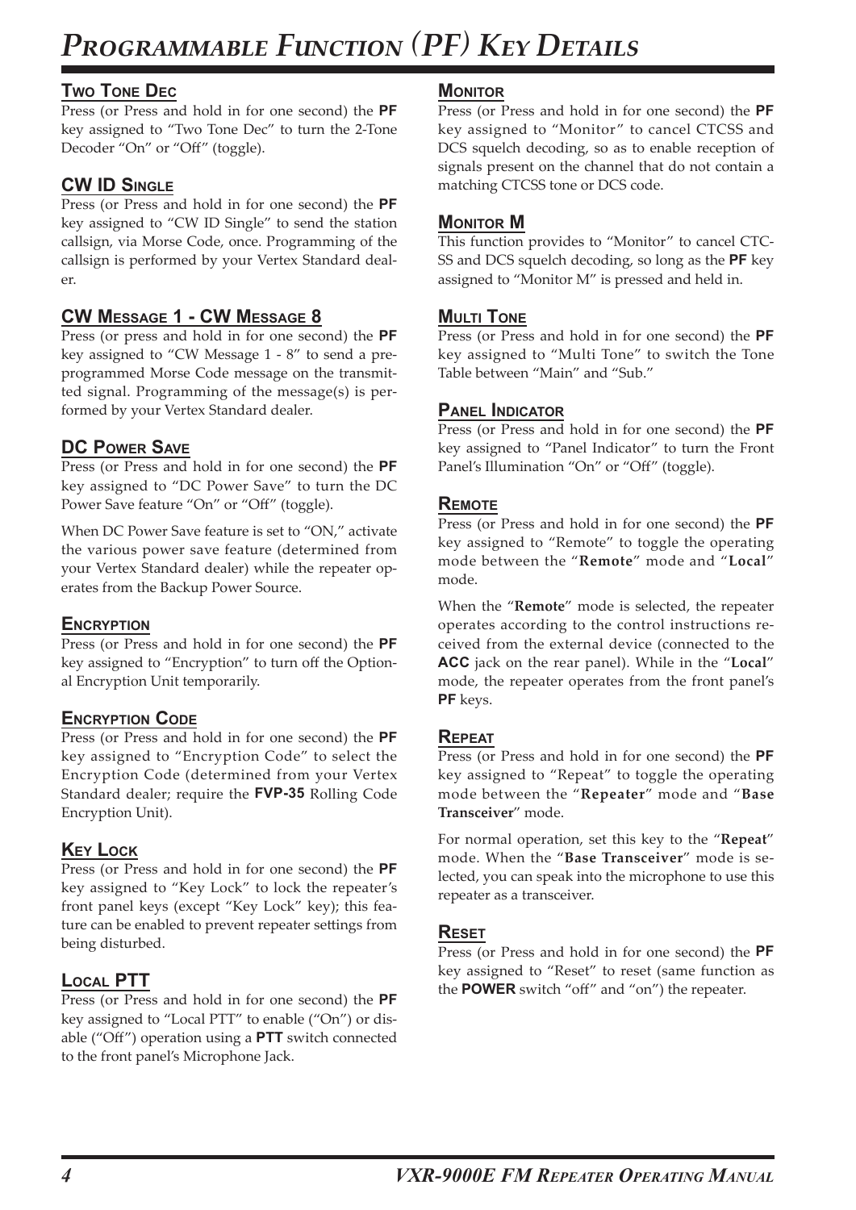# Programmable Function (PF) Key Details

## Two Tone Dec

Press (or Press and hold in for one second) the **PF** key assigned to "Two Tone Dec" to turn the 2-Tone Decoder "On" or "Off" (toggle).

## CW ID Single

Press (or Press and hold in for one second) the **PF** key assigned to "CW ID Single" to send the station callsign, via Morse Code, once. Programming of the callsign is performed by your Vertex Standard dealer.

## CW Message 1 - CW Message 8

Press (or press and hold in for one second) the **PF** key assigned to "CW Message 1 - 8" to send a pre-programmed Morse Code message on the transmitted signal. Programming of the message(s) is performed by your Vertex Standard dealer.

## DC Power Save

Press (or Press and hold in for one second) the **PF** key assigned to "DC Power Save" to turn the DC Power Save feature "On" or "Off" (toggle).

When DC Power Save feature is set to "ON," activate the various power save feature (determined from your Vertex Standard dealer) while the repeater operates from the Backup Power Source.

## Encryption

Press (or Press and hold in for one second) the **PF** key assigned to "Encryption" to turn off the Optional Encryption Unit temporarily.

## Encryption Code

Press (or Press and hold in for one second) the **PF** key assigned to "Encryption Code" to select the Encryption Code (determined from your Vertex Standard dealer; require the **FVP-35** Rolling Code Encryption Unit).

## Key Lock

Press (or Press and hold in for one second) the **PF** key assigned to "Key Lock" to lock the repeater's front panel keys (except "Key Lock" key); this feature can be enabled to prevent repeater settings from being disturbed.

## Local PTT

Press (or Press and hold in for one second) the **PF** key assigned to "Local PTT" to enable ("On") or disable ("Off") operation using a **PTT** switch connected to the front panel's Microphone Jack.

## Monitor

Press (or Press and hold in for one second) the **PF** key assigned to "Monitor" to cancel CTCSS and DCS squelch decoding, so as to enable reception of signals present on the channel that do not contain a matching CTCSS tone or DCS code.

## Monitor M

This function provides to "Monitor" to cancel CTCSS and DCS squelch decoding, so long as the **PF** key assigned to "Monitor M" is pressed and held in.

## Multi Tone

Press (or Press and hold in for one second) the **PF** key assigned to "Multi Tone" to switch the Tone Table between "Main" and "Sub."

## Panel Indicator

Press (or Press and hold in for one second) the **PF** key assigned to "Panel Indicator" to turn the Front Panel's Illumination "On" or "Off" (toggle).

## Remote

Press (or Press and hold in for one second) the **PF** key assigned to "Remote" to toggle the operating mode between the "**Remote**" mode and "**Local**" mode.

When the "**Remote**" mode is selected, the repeater operates according to the control instructions received from the external device (connected to the **ACC** jack on the rear panel). While in the "**Local**" mode, the repeater operates from the front panel's **PF** keys.

## Repeat

Press (or Press and hold in for one second) the **PF** key assigned to "Repeat" to toggle the operating mode between the "**Repeater**" mode and "**Base Transceiver**" mode.

For normal operation, set this key to the "**Repeat**" mode. When the "**Base Transceiver**" mode is selected, you can speak into the microphone to use this repeater as a transceiver.

## Reset

Press (or Press and hold in for one second) the **PF** key assigned to "Reset" to reset (same function as the **POWER** switch "off" and "on") the repeater.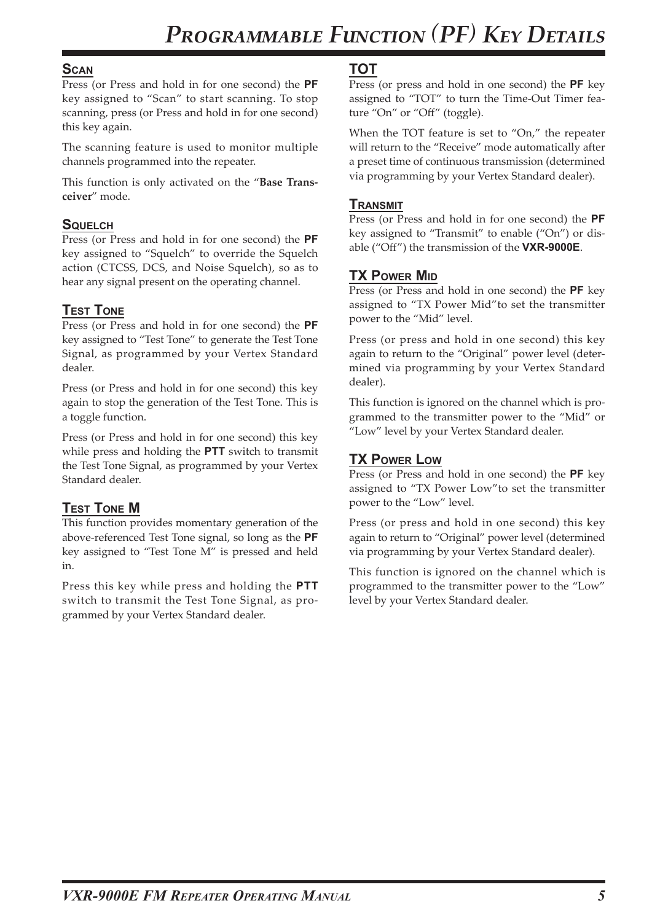# Programmable Function (PF) Key Details

## Scan

Press (or Press and hold in for one second) the **PF** key assigned to "Scan" to start scanning. To stop scanning, press (or Press and hold in for one second) this key again.

The scanning feature is used to monitor multiple channels programmed into the repeater.

This function is only activated on the "**Base Transceiver**" mode.

## Squelch

Press (or Press and hold in for one second) the **PF** key assigned to "Squelch" to override the Squelch action (CTCSS, DCS, and Noise Squelch), so as to hear any signal present on the operating channel.

## Test Tone

Press (or Press and hold in for one second) the **PF** key assigned to "Test Tone" to generate the Test Tone Signal, as programmed by your Vertex Standard dealer.

Press (or Press and hold in for one second) this key again to stop the generation of the Test Tone. This is a toggle function.

Press (or Press and hold in for one second) this key while press and holding the **PTT** switch to transmit the Test Tone Signal, as programmed by your Vertex Standard dealer.

## Test Tone M

This function provides momentary generation of the above-referenced Test Tone signal, so long as the **PF** key assigned to "Test Tone M" is pressed and held in.

Press this key while press and holding the **PTT** switch to transmit the Test Tone Signal, as programmed by your Vertex Standard dealer.

## TOT

Press (or press and hold in one second) the **PF** key assigned to "TOT" to turn the Time-Out Timer feature "On" or "Off" (toggle).

When the TOT feature is set to "On," the repeater will return to the "Receive" mode automatically after a preset time of continuous transmission (determined via programming by your Vertex Standard dealer).

## Transmit

Press (or Press and hold in for one second) the **PF** key assigned to "Transmit" to enable ("On") or disable ("Off") the transmission of the **VXR-9000E**.

## TX Power Mid

Press (or Press and hold in one second) the **PF** key assigned to "TX Power Mid"to set the transmitter power to the "Mid" level.

Press (or press and hold in one second) this key again to return to the "Original" power level (determined via programming by your Vertex Standard dealer).

This function is ignored on the channel which is programmed to the transmitter power to the "Mid" or "Low" level by your Vertex Standard dealer.

## TX Power Low

Press (or Press and hold in one second) the **PF** key assigned to "TX Power Low"to set the transmitter power to the "Low" level.

Press (or press and hold in one second) this key again to return to "Original" power level (determined via programming by your Vertex Standard dealer).

This function is ignored on the channel which is programmed to the transmitter power to the "Low" level by your Vertex Standard dealer.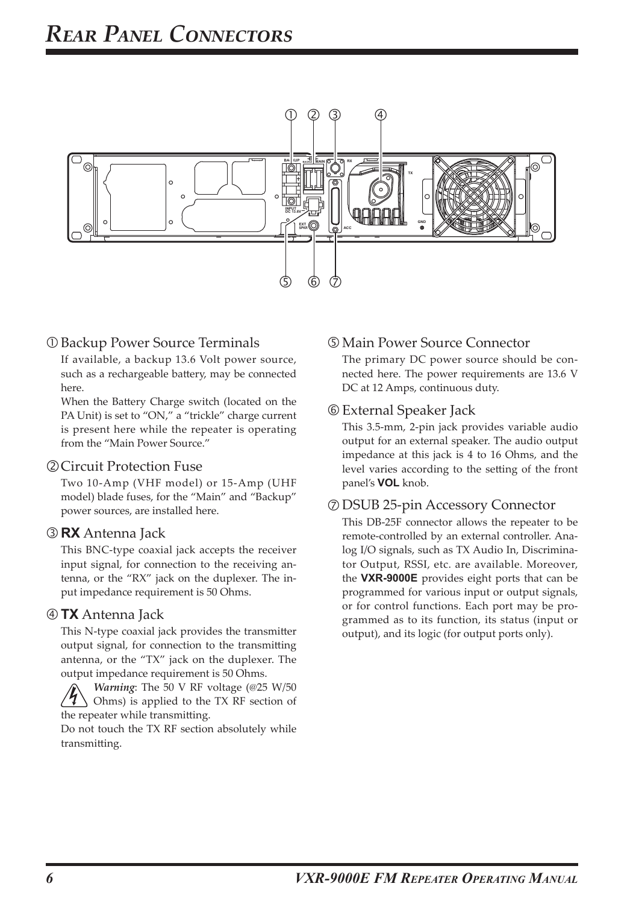# Rear Panel Connectors

① Backup Power Source Terminals

If available, a backup 13.6 Volt power source, such as a rechargeable battery, may be connected here.

When the Battery Charge switch (located on the PA Unit) is set to "ON," a "trickle" charge current is present here while the repeater is operating from the "Main Power Source."

② Circuit Protection Fuse

Two 10-Amp (VHF model) or 15-Amp (UHF model) blade fuses, for the "Main" and "Backup" power sources, are installed here.

③ **RX** Antenna Jack

This BNC-type coaxial jack accepts the receiver input signal, for connection to the receiving antenna, or the "RX" jack on the duplexer. The input impedance requirement is 50 Ohms.

④ **TX** Antenna Jack

This N-type coaxial jack provides the transmitter output signal, for connection to the transmitting antenna, or the "TX" jack on the duplexer. The output impedance requirement is 50 Ohms.

*Warning*: The 50 V RF voltage (@25 W/50 Ohms) is applied to the TX RF section of the repeater while transmitting.

Do not touch the TX RF section absolutely while transmitting.

⑤ Main Power Source Connector

The primary DC power source should be connected here. The power requirements are 13.6 V DC at 12 Amps, continuous duty.

⑥ External Speaker Jack

This 3.5-mm, 2-pin jack provides variable audio output for an external speaker. The audio output impedance at this jack is 4 to 16 Ohms, and the level varies according to the setting of the front panel's **VOL** knob.

⑦ DSUB 25-pin Accessory Connector

This DB-25F connector allows the repeater to be remote-controlled by an external controller. Analog I/O signals, such as TX Audio In, Discriminator Output, RSSI, etc. are available. Moreover, the **VXR-9000E** provides eight ports that can be programmed for various input or output signals, or for control functions. Each port may be programmed as to its function, its status (input or output), and its logic (for output ports only).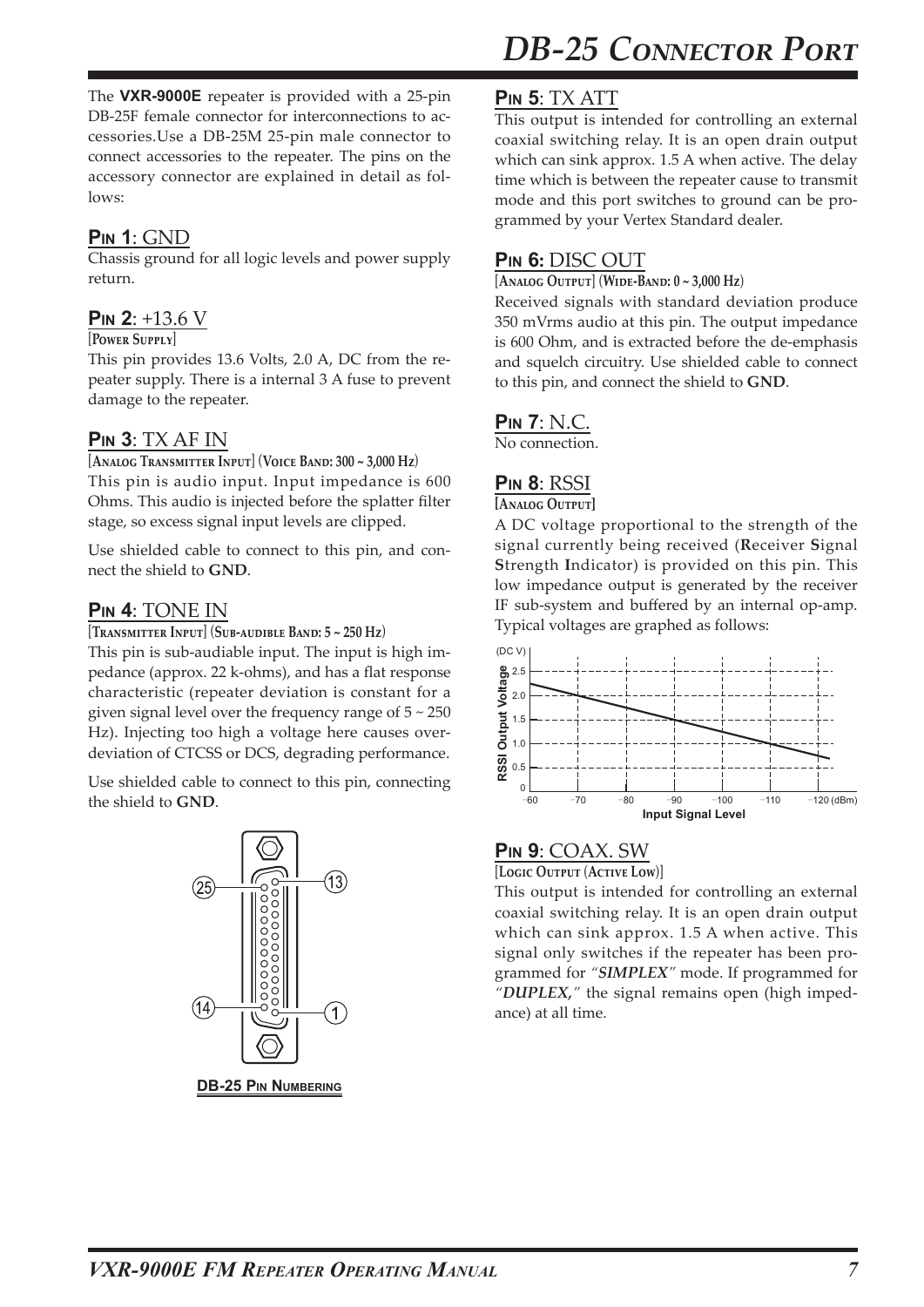# DB-25 Connector Port

The **VXR-9000E** repeater is provided with a 25-pin DB-25F female connector for interconnections to accessories.Use a DB-25M 25-pin male connector to connect accessories to the repeater. The pins on the accessory connector are explained in detail as follows:

## Pin 1: GND

Chassis ground for all logic levels and power supply return.

## Pin 2: +13.6 V

[Power Supply]

This pin provides 13.6 Volts, 2.0 A, DC from the repeater supply. There is a internal 3 A fuse to prevent damage to the repeater.

## Pin 3: TX AF IN

[Analog Transmitter Input] (Voice Band: 300 ~ 3,000 Hz)

This pin is audio input. Input impedance is 600 Ohms. This audio is injected before the splatter filter stage, so excess signal input levels are clipped.

Use shielded cable to connect to this pin, and connect the shield to **GND**.

## Pin 4: TONE IN

[Transmitter Input] (Sub-audible Band: 5 ~ 250 Hz)

This pin is sub-audiable input. The input is high impedance (approx. 22 k-ohms), and has a flat response characteristic (repeater deviation is constant for a given signal level over the frequency range of 5 ~ 250 Hz). Injecting too high a voltage here causes overdeviation of CTCSS or DCS, degrading performance.

Use shielded cable to connect to this pin, connecting the shield to **GND**.

**DB-25 Pin Numbering**

## Pin 5: TX ATT

This output is intended for controlling an external coaxial switching relay. It is an open drain output which can sink approx. 1.5 A when active. The delay time which is between the repeater cause to transmit mode and this port switches to ground can be programmed by your Vertex Standard dealer.

## Pin 6: DISC OUT

[Analog Output] (Wide-Band: 0 ~ 3,000 Hz)

Received signals with standard deviation produce 350 mVrms audio at this pin. The output impedance is 600 Ohm, and is extracted before the de-emphasis and squelch circuitry. Use shielded cable to connect to this pin, and connect the shield to **GND**.

## Pin 7: N.C.

No connection.

## Pin 8: RSSI

[Analog Output]

A DC voltage proportional to the strength of the signal currently being received (**R**eceiver **S**ignal **S**trength **I**ndicator) is provided on this pin. This low impedance output is generated by the receiver IF sub-system and buffered by an internal op-amp. Typical voltages are graphed as follows:

## Pin 9: COAX. SW

[Logic Output (Active Low)]

This output is intended for controlling an external coaxial switching relay. It is an open drain output which can sink approx. 1.5 A when active. This signal only switches if the repeater has been programmed for *"**SIMPLEX**"* mode. If programmed for *"**DUPLEX,**"* the signal remains open (high impedance) at all time.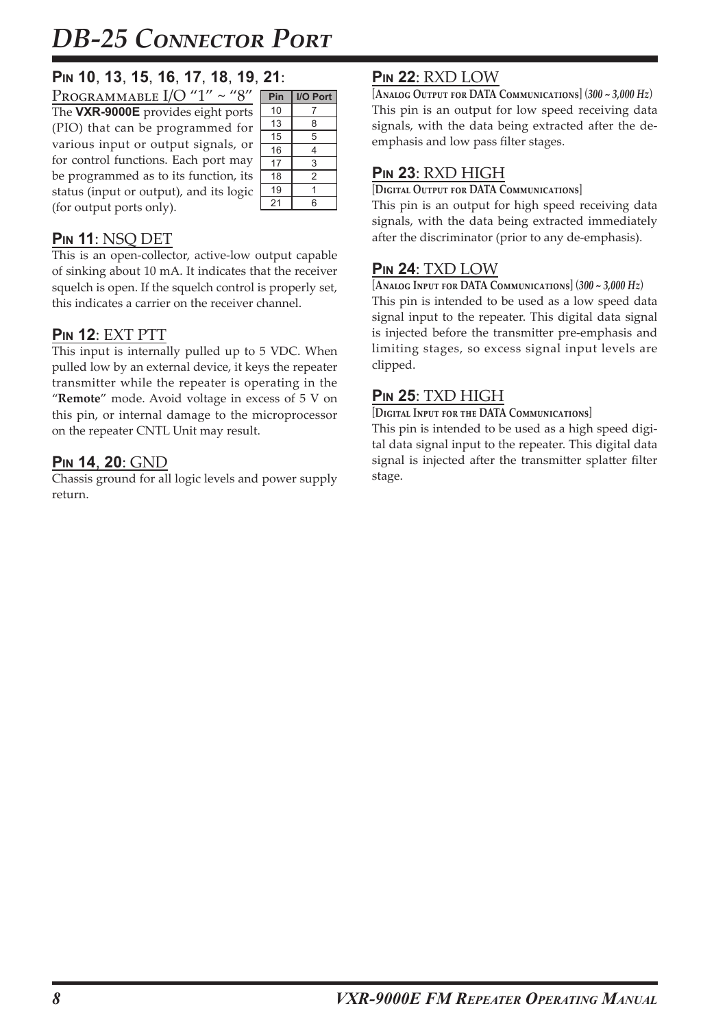# DB-25 Connector Port

## Pin 10, 13, 15, 16, 17, 18, 19, 21: Programmable I/O "1" ~ "8"

The **VXR-9000E** provides eight ports (PIO) that can be programmed for various input or output signals, or for control functions. Each port may be programmed as to its function, its status (input or output), and its logic (for output ports only).

| Pin | I/O Port |
|---|---|
| 10 | 7 |
| 13 | 8 |
| 15 | 5 |
| 16 | 4 |
| 17 | 3 |
| 18 | 2 |
| 19 | 1 |
| 21 | 6 |

## Pin 11: NSQ DET

This is an open-collector, active-low output capable of sinking about 10 mA. It indicates that the receiver squelch is open. If the squelch control is properly set, this indicates a carrier on the receiver channel.

## Pin 12: EXT PTT

This input is internally pulled up to 5 VDC. When pulled low by an external device, it keys the repeater transmitter while the repeater is operating in the "**Remote**" mode. Avoid voltage in excess of 5 V on this pin, or internal damage to the microprocessor on the repeater CNTL Unit may result.

## Pin 14, 20: GND

Chassis ground for all logic levels and power supply return.

## Pin 22: RXD LOW

[Analog Output for DATA Communications] (*300 ~ 3,000 Hz*)

This pin is an output for low speed receiving data signals, with the data being extracted after the de-emphasis and low pass filter stages.

## Pin 23: RXD HIGH

[Digital Output for DATA Communications]

This pin is an output for high speed receiving data signals, with the data being extracted immediately after the discriminator (prior to any de-emphasis).

## Pin 24: TXD LOW

[Analog Input for DATA Communications] (*300 ~ 3,000 Hz*)

This pin is intended to be used as a low speed data signal input to the repeater. This digital data signal is injected before the transmitter pre-emphasis and limiting stages, so excess signal input levels are clipped.

## Pin 25: TXD HIGH

[Digital Input for the DATA Communications]

This pin is intended to be used as a high speed digital data signal input to the repeater. This digital data signal is injected after the transmitter splatter filter stage.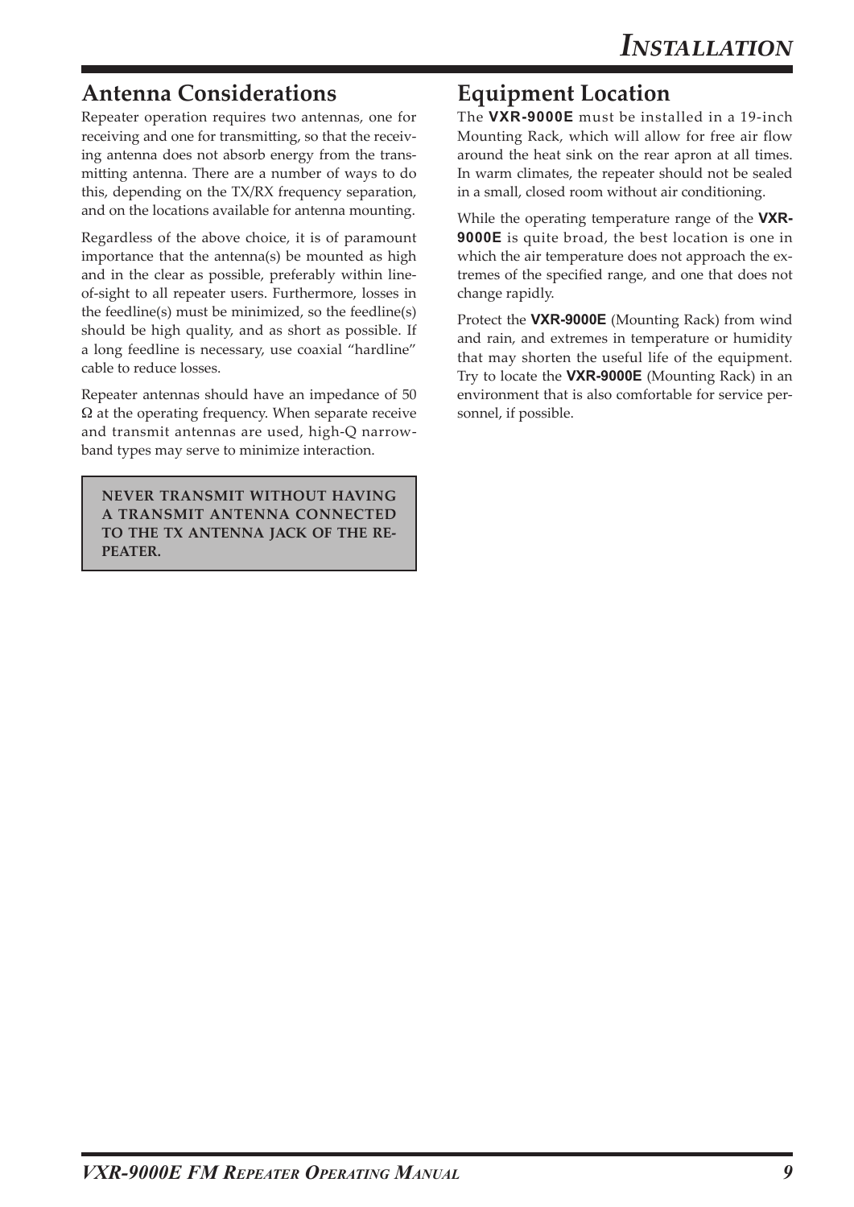## Antenna Considerations

Repeater operation requires two antennas, one for receiving and one for transmitting, so that the receiving antenna does not absorb energy from the transmitting antenna. There are a number of ways to do this, depending on the TX/RX frequency separation, and on the locations available for antenna mounting.

Regardless of the above choice, it is of paramount importance that the antenna(s) be mounted as high and in the clear as possible, preferably within line-of-sight to all repeater users. Furthermore, losses in the feedline(s) must be minimized, so the feedline(s) should be high quality, and as short as possible. If a long feedline is necessary, use coaxial “hardline” cable to reduce losses.

Repeater antennas should have an impedance of 50 Ω at the operating frequency. When separate receive and transmit antennas are used, high-Q narrow-band types may serve to minimize interaction.

> **NEVER TRANSMIT WITHOUT HAVING A TRANSMIT ANTENNA CONNECTED TO THE TX ANTENNA JACK OF THE REPEATER.**

## Equipment Location

The **VXR-9000E** must be installed in a 19-inch Mounting Rack, which will allow for free air flow around the heat sink on the rear apron at all times. In warm climates, the repeater should not be sealed in a small, closed room without air conditioning.

While the operating temperature range of the **VXR-9000E** is quite broad, the best location is one in which the air temperature does not approach the extremes of the specified range, and one that does not change rapidly.

Protect the **VXR-9000E** (Mounting Rack) from wind and rain, and extremes in temperature or humidity that may shorten the useful life of the equipment. Try to locate the **VXR-9000E** (Mounting Rack) in an environment that is also comfortable for service personnel, if possible.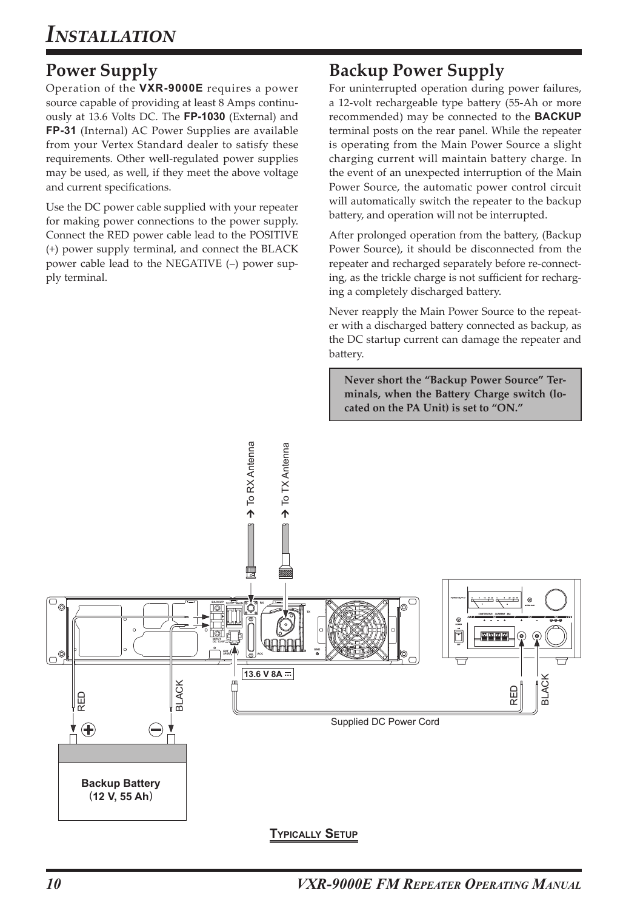# Installation

## Power Supply

Operation of the **VXR-9000E** requires a power source capable of providing at least 8 Amps continuously at 13.6 Volts DC. The **FP-1030** (External) and **FP-31** (Internal) AC Power Supplies are available from your Vertex Standard dealer to satisfy these requirements. Other well-regulated power supplies may be used, as well, if they meet the above voltage and current specifications.

Use the DC power cable supplied with your repeater for making power connections to the power supply. Connect the RED power cable lead to the POSITIVE (+) power supply terminal, and connect the BLACK power cable lead to the NEGATIVE (–) power supply terminal.

## Backup Power Supply

For uninterrupted operation during power failures, a 12-volt rechargeable type battery (55-Ah or more recommended) may be connected to the **BACKUP** terminal posts on the rear panel. While the repeater is operating from the Main Power Source a slight charging current will maintain battery charge. In the event of an unexpected interruption of the Main Power Source, the automatic power control circuit will automatically switch the repeater to the backup battery, and operation will not be interrupted.

After prolonged operation from the battery, (Backup Power Source), it should be disconnected from the repeater and recharged separately before re-connecting, as the trickle charge is not sufficient for recharging a completely discharged battery.

Never reapply the Main Power Source to the repeater with a discharged battery connected as backup, as the DC startup current can damage the repeater and battery.

> **Never short the "Backup Power Source" Terminals, when the Battery Charge switch (located on the PA Unit) is set to "ON."**

To RX Antenna

To TX Antenna

13.6 V 8A

RED

BLACK

RED

BLACK

Supplied DC Power Cord

Backup Battery (12 V, 55 Ah)

**Typically Setup**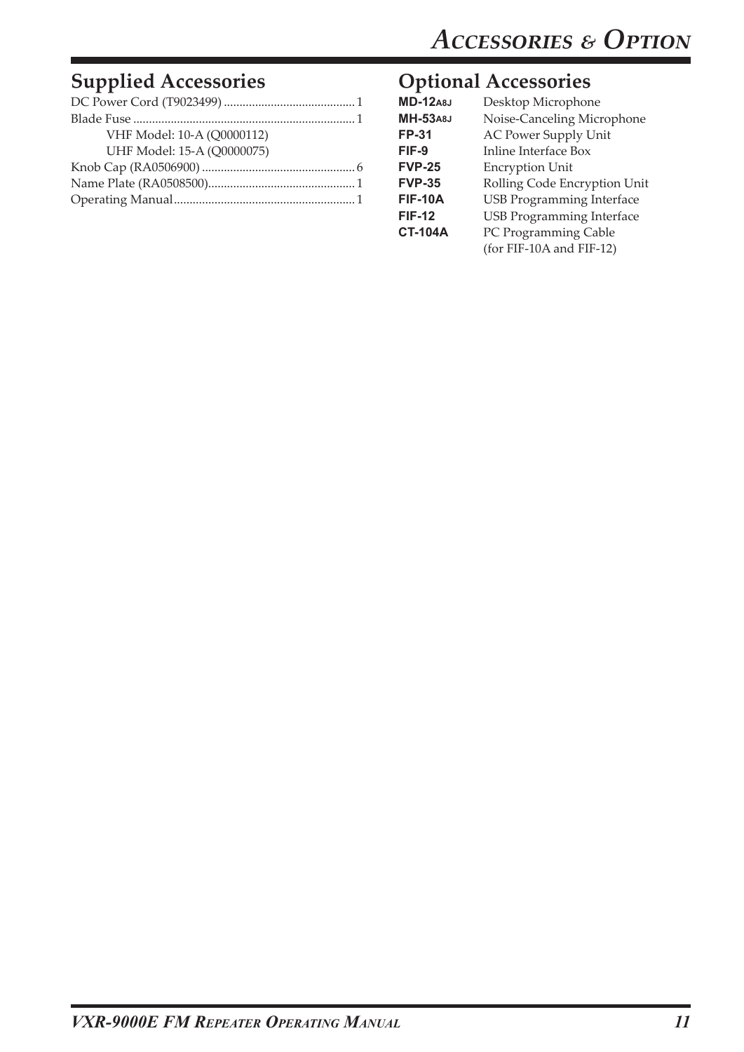# Accessories & Option

## Supplied Accessories

DC Power Cord (T9023499) .......................................... 1
Blade Fuse ...................................................................... 1
  VHF Model: 10-A (Q0000112)
  UHF Model: 15-A (Q0000075)
Knob Cap (RA0506900) ................................................ 6
Name Plate (RA0508500)............................................... 1
Operating Manual......................................................... 1

## Optional Accessories

| | |
|---|---|
| **MD-12A8J** | Desktop Microphone |
| **MH-53A8J** | Noise-Canceling Microphone |
| **FP-31** | AC Power Supply Unit |
| **FIF-9** | Inline Interface Box |
| **FVP-25** | Encryption Unit |
| **FVP-35** | Rolling Code Encryption Unit |
| **FIF-10A** | USB Programming Interface |
| **FIF-12** | USB Programming Interface |
| **CT-104A** | PC Programming Cable (for FIF-10A and FIF-12) |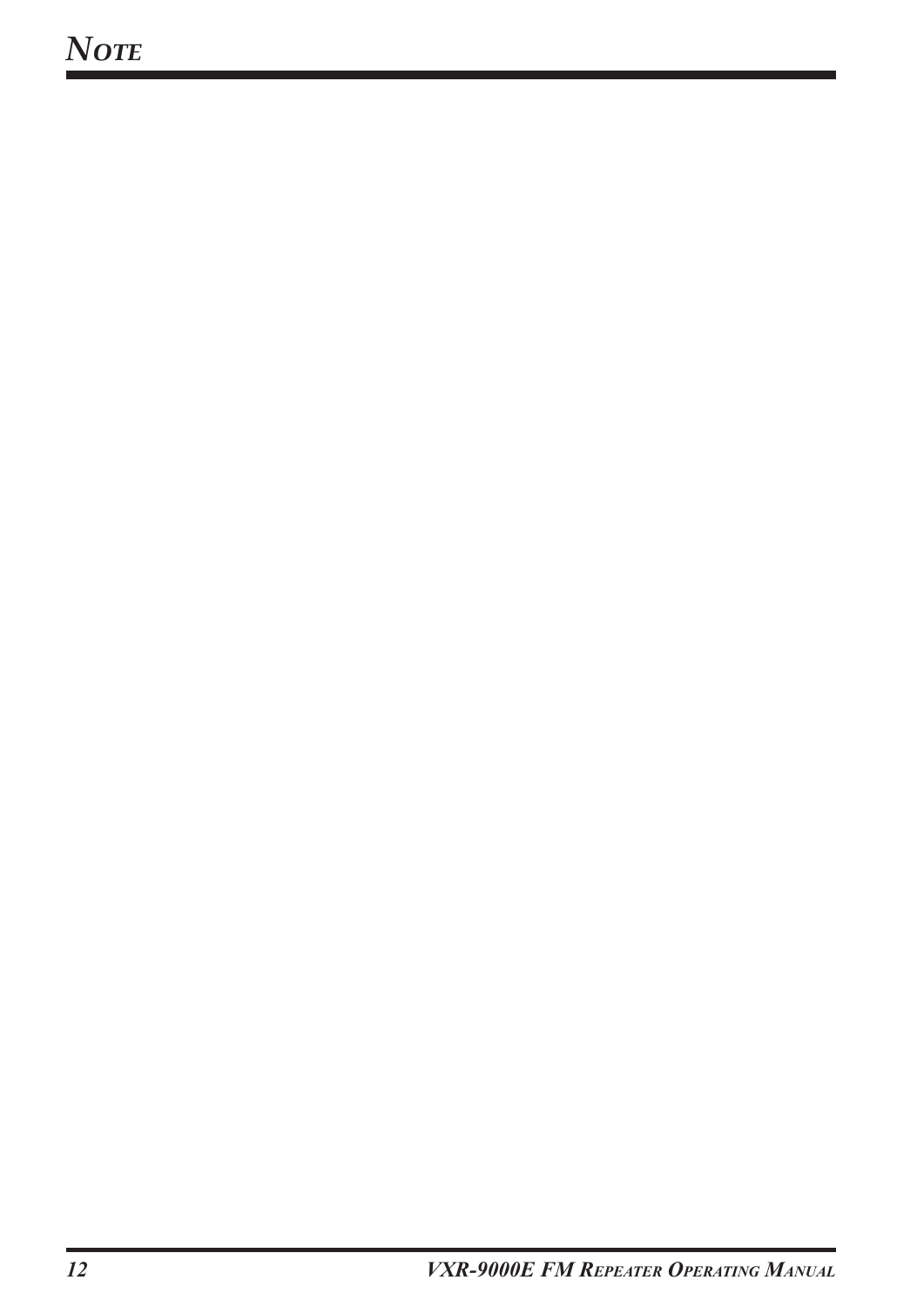# Note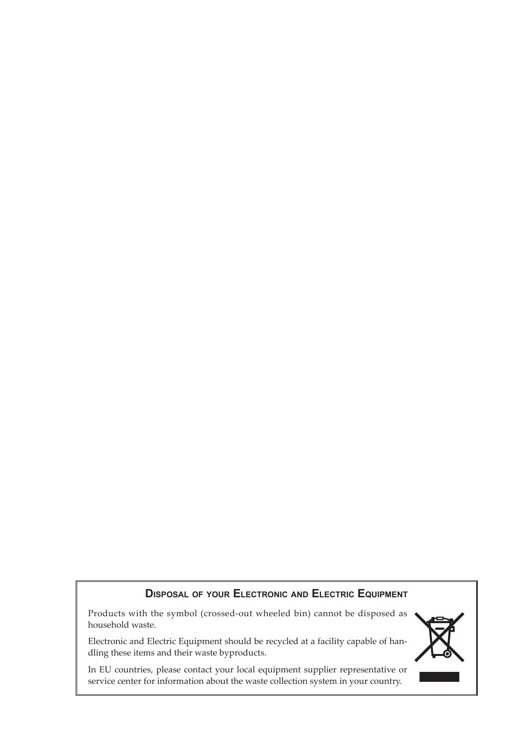## Disposal of your Electronic and Electric Equipment

Products with the symbol (crossed-out wheeled bin) cannot be disposed as household waste.

Electronic and Electric Equipment should be recycled at a facility capable of handling these items and their waste byproducts.

In EU countries, please contact your local equipment supplier representative or service center for information about the waste collection system in your country.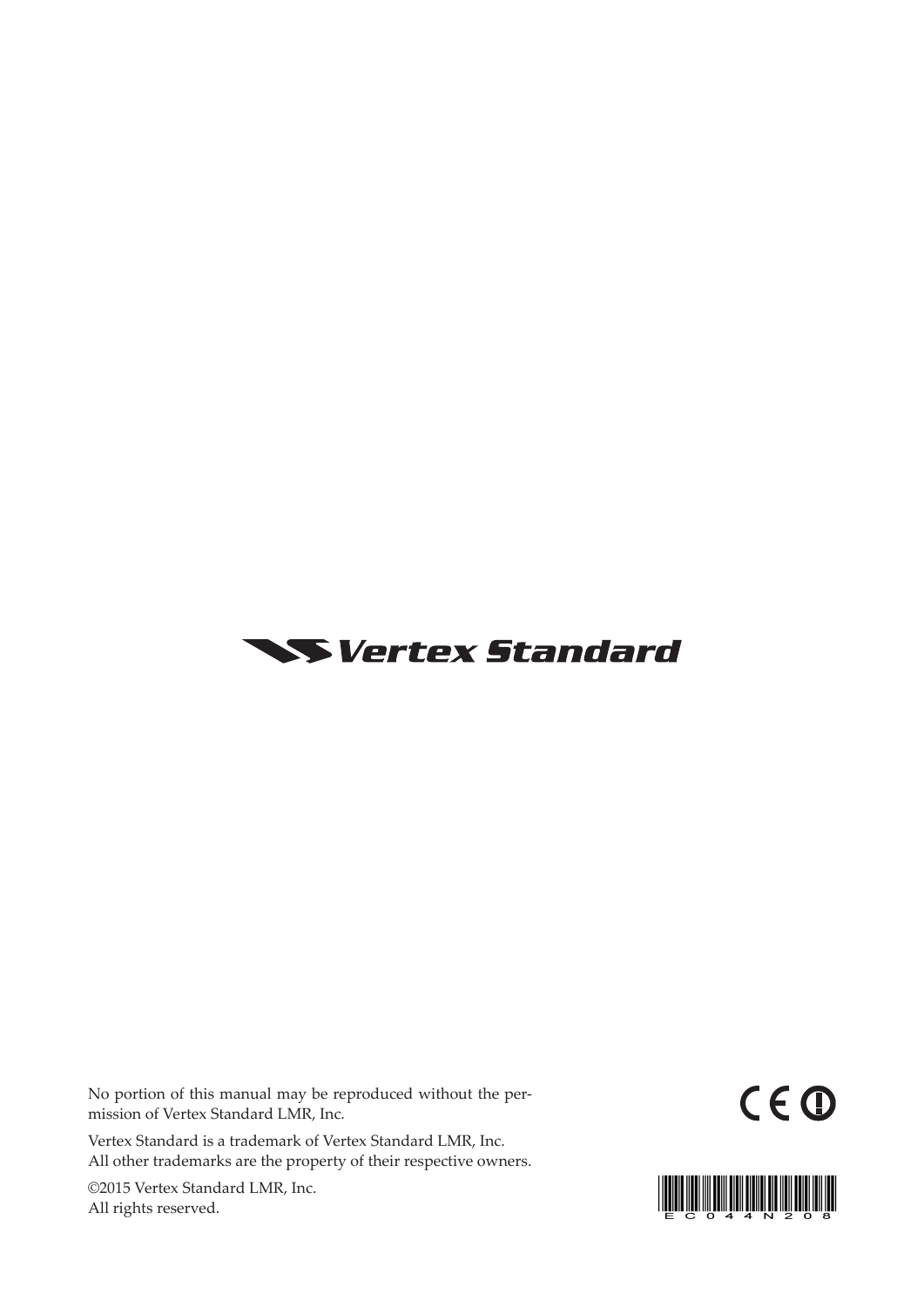Vertex Standard

No portion of this manual may be reproduced without the permission of Vertex Standard LMR, Inc.

Vertex Standard is a trademark of Vertex Standard LMR, Inc.
All other trademarks are the property of their respective owners.

©2015 Vertex Standard LMR, Inc.
All rights reserved.

EC044N208